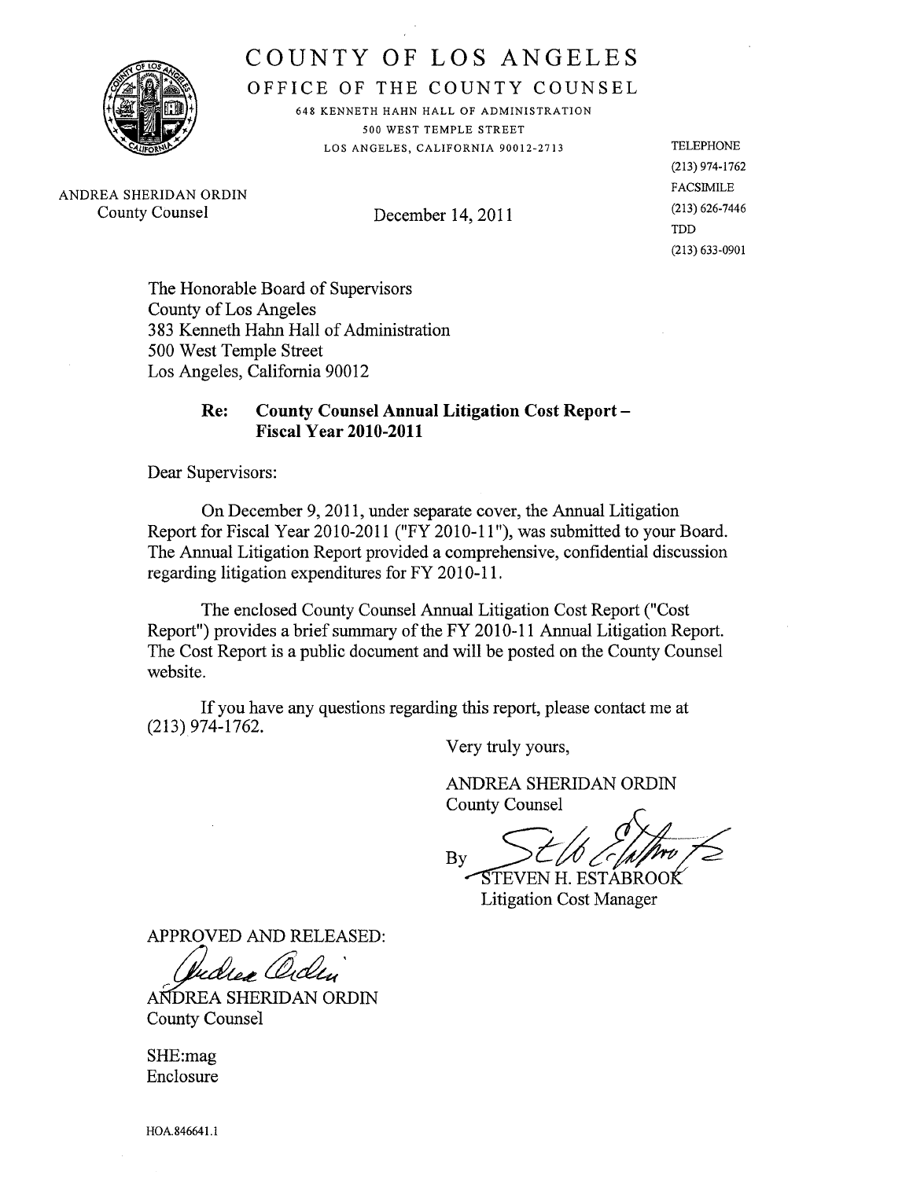# COUNTY OF LOS ANGELES

## OFFICE OF THE COUNTY COUNSEL

648 KENNETH HAHN HALL OF ADMINISTRATION
500 WEST TEMPLE STREET
LOS ANGELES, CALIFORNIA 90012-2713

ANDREA SHERIDAN ORDIN
County Counsel

December 14, 2011

TELEPHONE
(213) 974-1762
FACSIMILE
(213) 626-7446
TDD
(213) 633-0901

The Honorable Board of Supervisors
County of Los Angeles
383 Kenneth Hahn Hall of Administration
500 West Temple Street
Los Angeles, California 90012

**Re: County Counsel Annual Litigation Cost Report – Fiscal Year 2010-2011**

Dear Supervisors:

On December 9, 2011, under separate cover, the Annual Litigation Report for Fiscal Year 2010-2011 ("FY 2010-11"), was submitted to your Board. The Annual Litigation Report provided a comprehensive, confidential discussion regarding litigation expenditures for FY 2010-11.

The enclosed County Counsel Annual Litigation Cost Report ("Cost Report") provides a brief summary of the FY 2010-11 Annual Litigation Report. The Cost Report is a public document and will be posted on the County Counsel website.

If you have any questions regarding this report, please contact me at (213) 974-1762.

Very truly yours,

ANDREA SHERIDAN ORDIN
County Counsel

By
STEVEN H. ESTABROOK
Litigation Cost Manager

APPROVED AND RELEASED:

ANDREA SHERIDAN ORDIN
County Counsel

SHE:mag
Enclosure

HOA.846641.1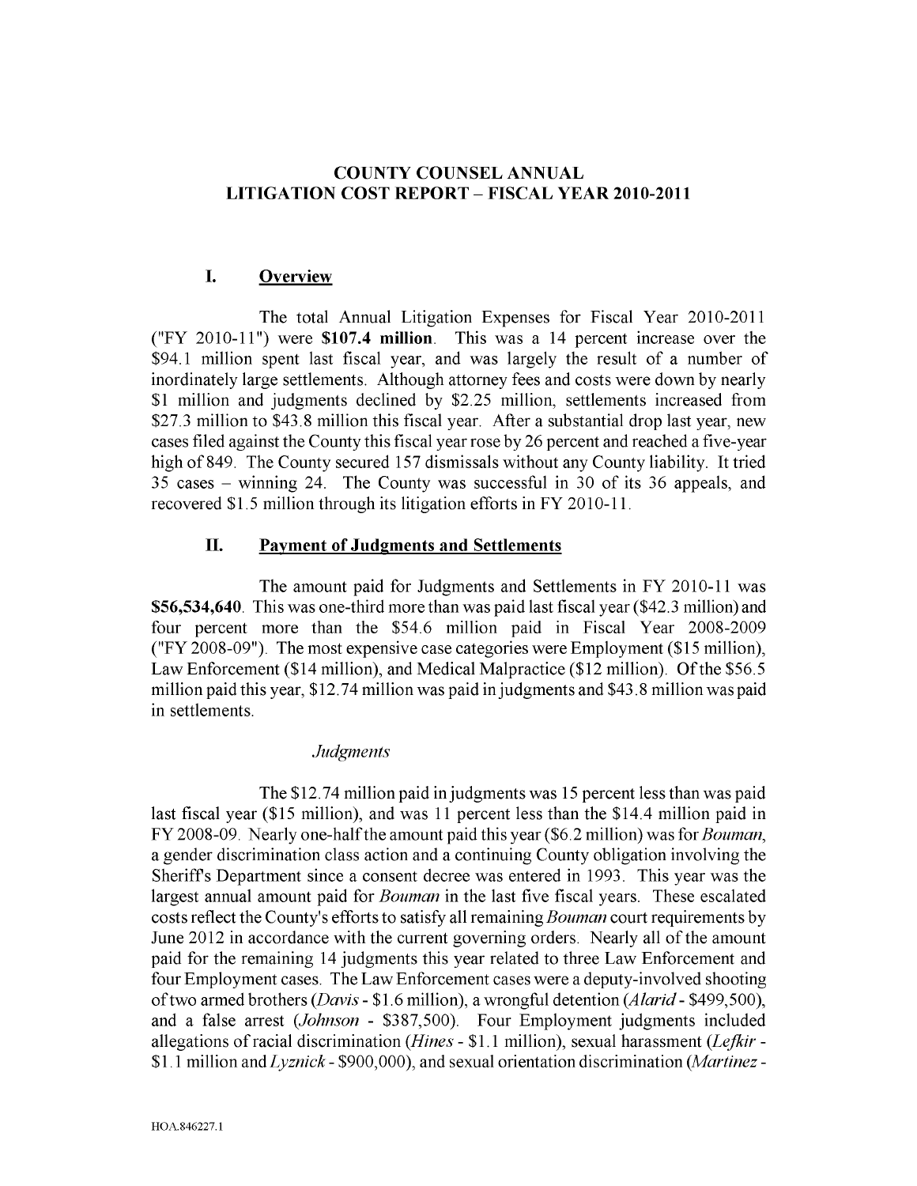# COUNTY COUNSEL ANNUAL LITIGATION COST REPORT – FISCAL YEAR 2010-2011

## I. Overview

The total Annual Litigation Expenses for Fiscal Year 2010-2011 ("FY 2010-11") were **$107.4 million**. This was a 14 percent increase over the $94.1 million spent last fiscal year, and was largely the result of a number of inordinately large settlements. Although attorney fees and costs were down by nearly $1 million and judgments declined by $2.25 million, settlements increased from $27.3 million to $43.8 million this fiscal year. After a substantial drop last year, new cases filed against the County this fiscal year rose by 26 percent and reached a five-year high of 849. The County secured 157 dismissals without any County liability. It tried 35 cases – winning 24. The County was successful in 30 of its 36 appeals, and recovered $1.5 million through its litigation efforts in FY 2010-11.

## II. Payment of Judgments and Settlements

The amount paid for Judgments and Settlements in FY 2010-11 was **$56,534,640**. This was one-third more than was paid last fiscal year ($42.3 million) and four percent more than the $54.6 million paid in Fiscal Year 2008-2009 ("FY 2008-09"). The most expensive case categories were Employment ($15 million), Law Enforcement ($14 million), and Medical Malpractice ($12 million). Of the $56.5 million paid this year, $12.74 million was paid in judgments and $43.8 million was paid in settlements.

### *Judgments*

The $12.74 million paid in judgments was 15 percent less than was paid last fiscal year ($15 million), and was 11 percent less than the $14.4 million paid in FY 2008-09. Nearly one-half the amount paid this year ($6.2 million) was for *Bouman*, a gender discrimination class action and a continuing County obligation involving the Sheriff's Department since a consent decree was entered in 1993. This year was the largest annual amount paid for *Bouman* in the last five fiscal years. These escalated costs reflect the County's efforts to satisfy all remaining *Bouman* court requirements by June 2012 in accordance with the current governing orders. Nearly all of the amount paid for the remaining 14 judgments this year related to three Law Enforcement and four Employment cases. The Law Enforcement cases were a deputy-involved shooting of two armed brothers (*Davis* - $1.6 million), a wrongful detention (*Alarid* - $499,500), and a false arrest (*Johnson* - $387,500). Four Employment judgments included allegations of racial discrimination (*Hines* - $1.1 million), sexual harassment (*Lefkir* - $1.1 million and *Lyznick* - $900,000), and sexual orientation discrimination (*Martinez* -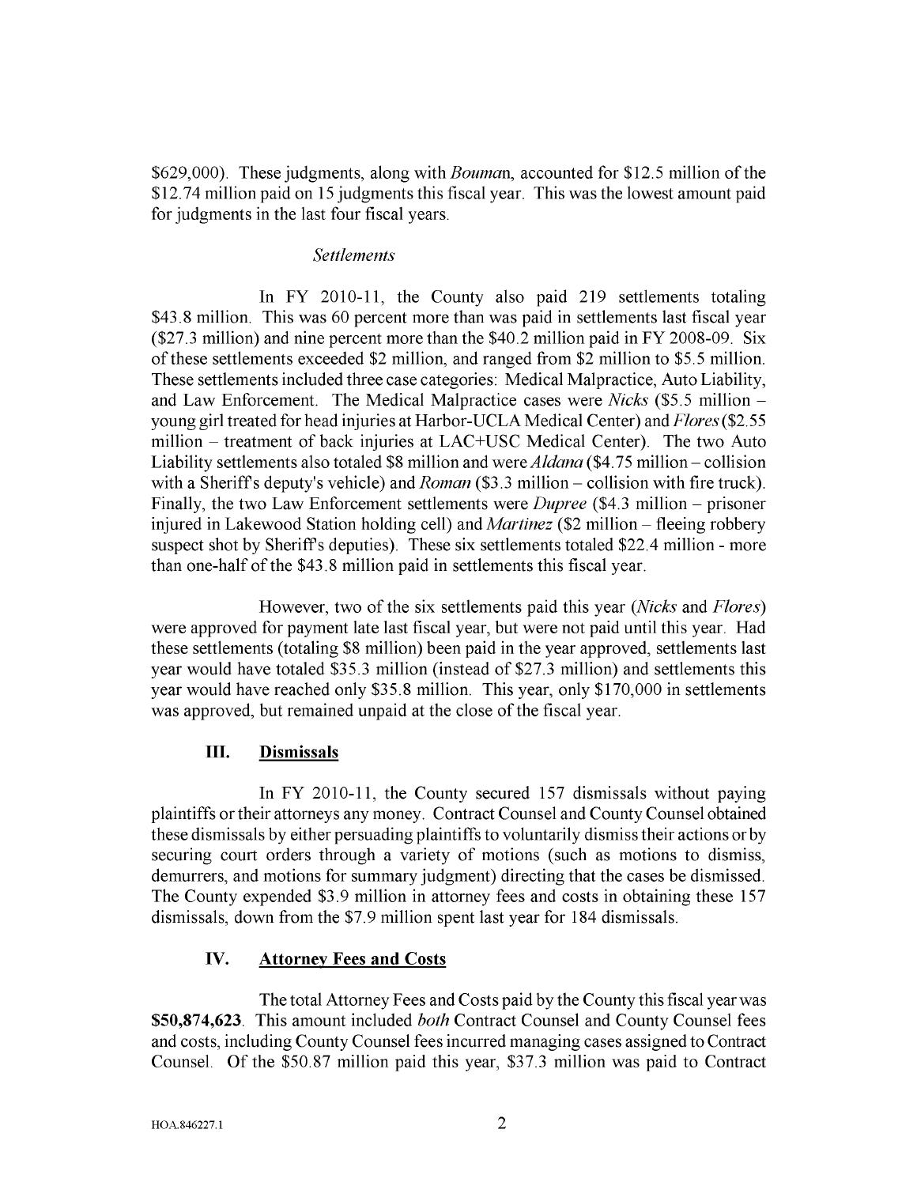$629,000). These judgments, along with *Bouman*, accounted for $12.5 million of the $12.74 million paid on 15 judgments this fiscal year. This was the lowest amount paid for judgments in the last four fiscal years.

*Settlements*

In FY 2010-11, the County also paid 219 settlements totaling $43.8 million. This was 60 percent more than was paid in settlements last fiscal year ($27.3 million) and nine percent more than the $40.2 million paid in FY 2008-09. Six of these settlements exceeded $2 million, and ranged from $2 million to $5.5 million. These settlements included three case categories: Medical Malpractice, Auto Liability, and Law Enforcement. The Medical Malpractice cases were *Nicks* ($5.5 million – young girl treated for head injuries at Harbor-UCLA Medical Center) and *Flores* ($2.55 million – treatment of back injuries at LAC+USC Medical Center). The two Auto Liability settlements also totaled $8 million and were *Aldana* ($4.75 million – collision with a Sheriff's deputy's vehicle) and *Roman* ($3.3 million – collision with fire truck). Finally, the two Law Enforcement settlements were *Dupree* ($4.3 million – prisoner injured in Lakewood Station holding cell) and *Martinez* ($2 million – fleeing robbery suspect shot by Sheriff's deputies). These six settlements totaled $22.4 million - more than one-half of the $43.8 million paid in settlements this fiscal year.

However, two of the six settlements paid this year (*Nicks* and *Flores*) were approved for payment late last fiscal year, but were not paid until this year. Had these settlements (totaling $8 million) been paid in the year approved, settlements last year would have totaled $35.3 million (instead of $27.3 million) and settlements this year would have reached only $35.8 million. This year, only $170,000 in settlements was approved, but remained unpaid at the close of the fiscal year.

## III. Dismissals

In FY 2010-11, the County secured 157 dismissals without paying plaintiffs or their attorneys any money. Contract Counsel and County Counsel obtained these dismissals by either persuading plaintiffs to voluntarily dismiss their actions or by securing court orders through a variety of motions (such as motions to dismiss, demurrers, and motions for summary judgment) directing that the cases be dismissed. The County expended $3.9 million in attorney fees and costs in obtaining these 157 dismissals, down from the $7.9 million spent last year for 184 dismissals.

## IV. Attorney Fees and Costs

The total Attorney Fees and Costs paid by the County this fiscal year was **$50,874,623**. This amount included *both* Contract Counsel and County Counsel fees and costs, including County Counsel fees incurred managing cases assigned to Contract Counsel. Of the $50.87 million paid this year, $37.3 million was paid to Contract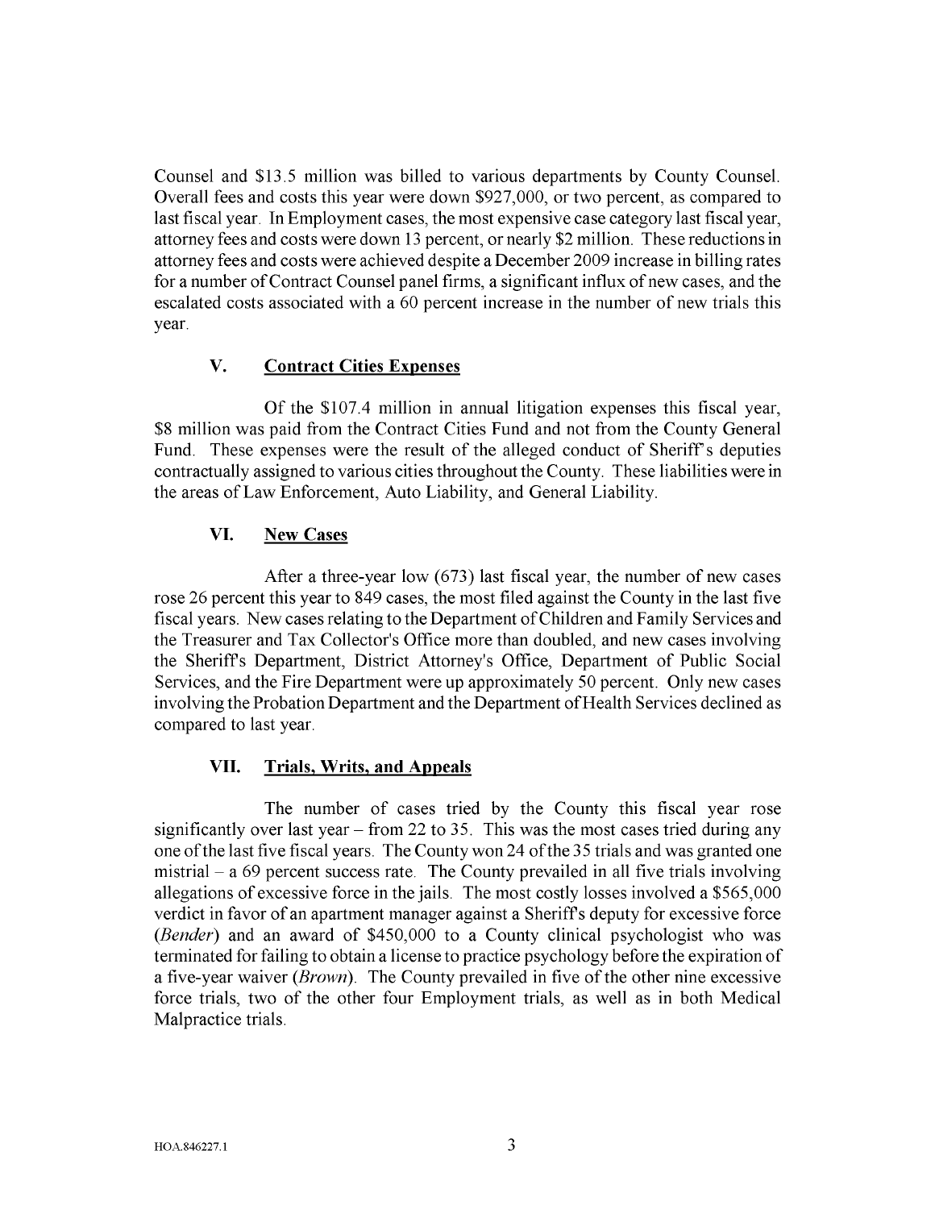Counsel and $13.5 million was billed to various departments by County Counsel. Overall fees and costs this year were down $927,000, or two percent, as compared to last fiscal year. In Employment cases, the most expensive case category last fiscal year, attorney fees and costs were down 13 percent, or nearly $2 million. These reductions in attorney fees and costs were achieved despite a December 2009 increase in billing rates for a number of Contract Counsel panel firms, a significant influx of new cases, and the escalated costs associated with a 60 percent increase in the number of new trials this year.

## V. Contract Cities Expenses

Of the $107.4 million in annual litigation expenses this fiscal year, $8 million was paid from the Contract Cities Fund and not from the County General Fund. These expenses were the result of the alleged conduct of Sheriff's deputies contractually assigned to various cities throughout the County. These liabilities were in the areas of Law Enforcement, Auto Liability, and General Liability.

## VI. New Cases

After a three-year low (673) last fiscal year, the number of new cases rose 26 percent this year to 849 cases, the most filed against the County in the last five fiscal years. New cases relating to the Department of Children and Family Services and the Treasurer and Tax Collector's Office more than doubled, and new cases involving the Sheriff's Department, District Attorney's Office, Department of Public Social Services, and the Fire Department were up approximately 50 percent. Only new cases involving the Probation Department and the Department of Health Services declined as compared to last year.

## VII. Trials, Writs, and Appeals

The number of cases tried by the County this fiscal year rose significantly over last year – from 22 to 35. This was the most cases tried during any one of the last five fiscal years. The County won 24 of the 35 trials and was granted one mistrial – a 69 percent success rate. The County prevailed in all five trials involving allegations of excessive force in the jails. The most costly losses involved a $565,000 verdict in favor of an apartment manager against a Sheriff's deputy for excessive force (*Bender*) and an award of $450,000 to a County clinical psychologist who was terminated for failing to obtain a license to practice psychology before the expiration of a five-year waiver (*Brown*). The County prevailed in five of the other nine excessive force trials, two of the other four Employment trials, as well as in both Medical Malpractice trials.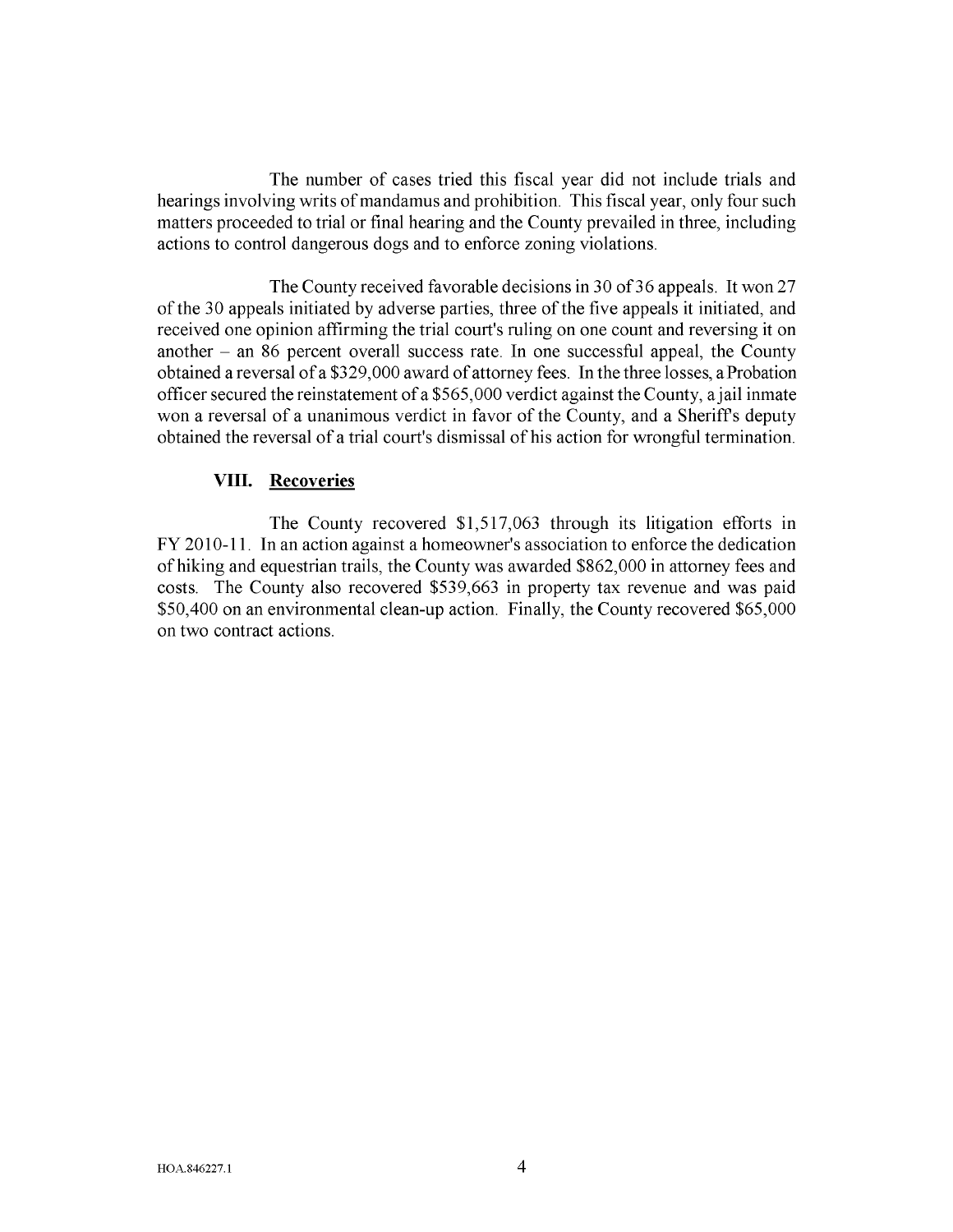The number of cases tried this fiscal year did not include trials and hearings involving writs of mandamus and prohibition. This fiscal year, only four such matters proceeded to trial or final hearing and the County prevailed in three, including actions to control dangerous dogs and to enforce zoning violations.

The County received favorable decisions in 30 of 36 appeals. It won 27 of the 30 appeals initiated by adverse parties, three of the five appeals it initiated, and received one opinion affirming the trial court's ruling on one count and reversing it on another – an 86 percent overall success rate. In one successful appeal, the County obtained a reversal of a $329,000 award of attorney fees. In the three losses, a Probation officer secured the reinstatement of a $565,000 verdict against the County, a jail inmate won a reversal of a unanimous verdict in favor of the County, and a Sheriff's deputy obtained the reversal of a trial court's dismissal of his action for wrongful termination.

## VIII. Recoveries

The County recovered $1,517,063 through its litigation efforts in FY 2010-11. In an action against a homeowner's association to enforce the dedication of hiking and equestrian trails, the County was awarded $862,000 in attorney fees and costs. The County also recovered $539,663 in property tax revenue and was paid $50,400 on an environmental clean-up action. Finally, the County recovered $65,000 on two contract actions.

HOA.846227.1